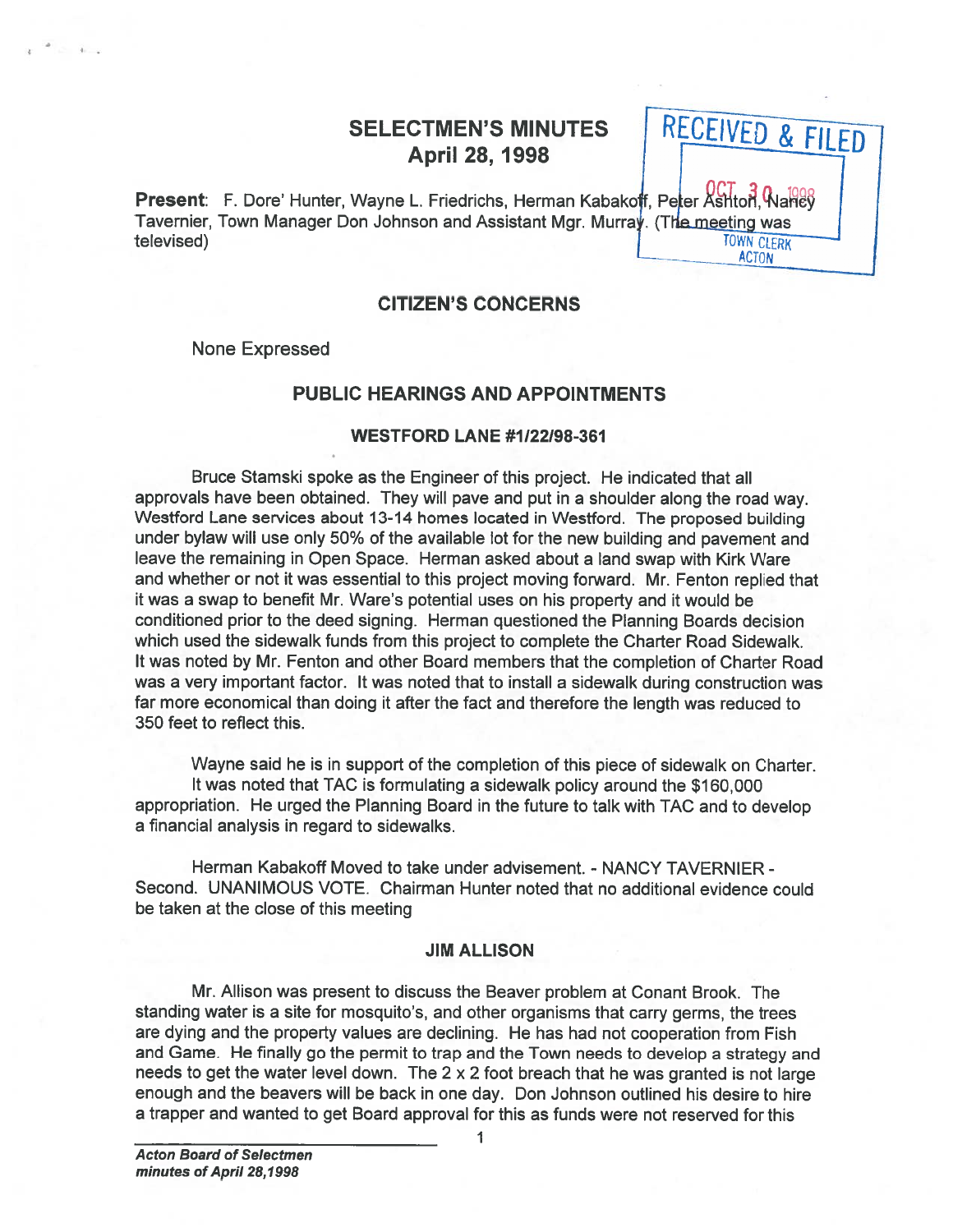# SELECTMEN'S MINUTES
## April 28, 1998

RECEIVED & FILED
OCT 30 1998
TOWN CLERK
ACTON

**Present**: F. Dore' Hunter, Wayne L. Friedrichs, Herman Kabakoff, Peter Ashton, Nancy Tavernier, Town Manager Don Johnson and Assistant Mgr. Murray. (The meeting was televised)

## CITIZEN'S CONCERNS

None Expressed

## PUBLIC HEARINGS AND APPOINTMENTS

### WESTFORD LANE #1/22/98-361

Bruce Stamski spoke as the Engineer of this project. He indicated that all approvals have been obtained. They will pave and put in a shoulder along the road way. Westford Lane services about 13-14 homes located in Westford. The proposed building under bylaw will use only 50% of the available lot for the new building and pavement and leave the remaining in Open Space. Herman asked about a land swap with Kirk Ware and whether or not it was essential to this project moving forward. Mr. Fenton replied that it was a swap to benefit Mr. Ware's potential uses on his property and it would be conditioned prior to the deed signing. Herman questioned the Planning Boards decision which used the sidewalk funds from this project to complete the Charter Road Sidewalk. It was noted by Mr. Fenton and other Board members that the completion of Charter Road was a very important factor. It was noted that to install a sidewalk during construction was far more economical than doing it after the fact and therefore the length was reduced to 350 feet to reflect this.

Wayne said he is in support of the completion of this piece of sidewalk on Charter. It was noted that TAC is formulating a sidewalk policy around the $160,000 appropriation. He urged the Planning Board in the future to talk with TAC and to develop a financial analysis in regard to sidewalks.

Herman Kabakoff Moved to take under advisement. - NANCY TAVERNIER - Second. UNANIMOUS VOTE. Chairman Hunter noted that no additional evidence could be taken at the close of this meeting

### JIM ALLISON

Mr. Allison was present to discuss the Beaver problem at Conant Brook. The standing water is a site for mosquito's, and other organisms that carry germs, the trees are dying and the property values are declining. He has had not cooperation from Fish and Game. He finally go the permit to trap and the Town needs to develop a strategy and needs to get the water level down. The 2 x 2 foot breach that he was granted is not large enough and the beavers will be back in one day. Don Johnson outlined his desire to hire a trapper and wanted to get Board approval for this as funds were not reserved for this

*Acton Board of Selectmen*
*minutes of April 28,1998*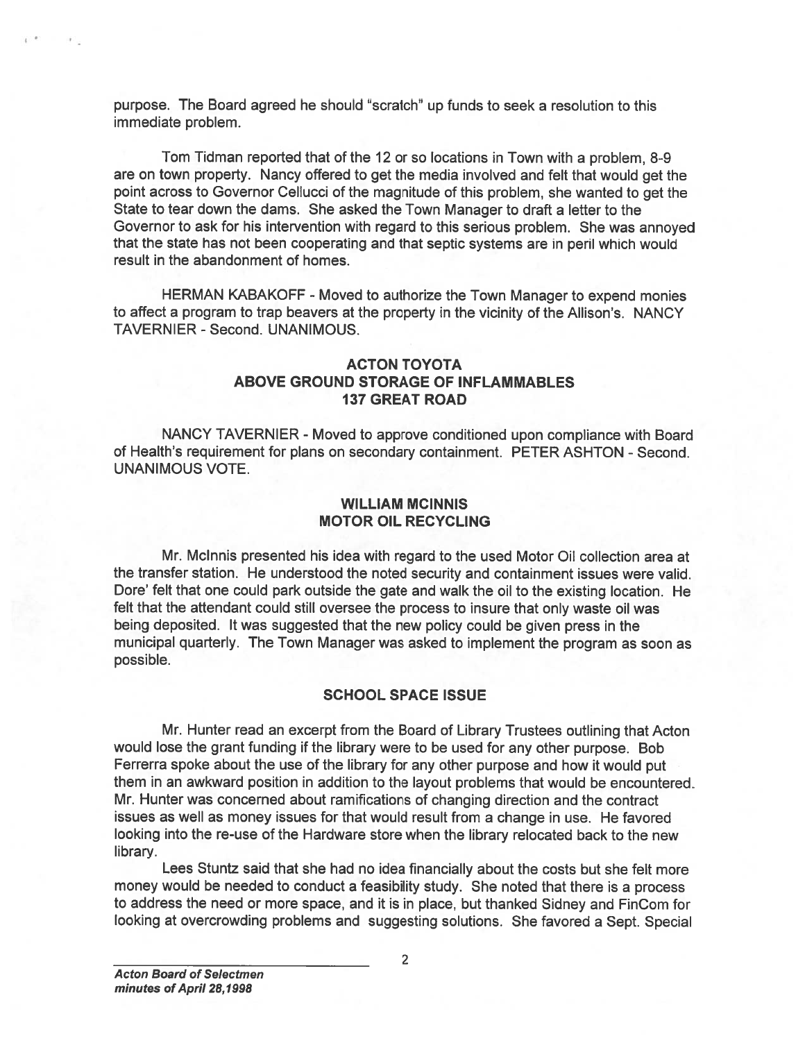purpose. The Board agreed he should "scratch" up funds to seek a resolution to this immediate problem.

Tom Tidman reported that of the 12 or so locations in Town with a problem, 8-9 are on town property. Nancy offered to get the media involved and felt that would get the point across to Governor Cellucci of the magnitude of this problem, she wanted to get the State to tear down the dams. She asked the Town Manager to draft a letter to the Governor to ask for his intervention with regard to this serious problem. She was annoyed that the state has not been cooperating and that septic systems are in peril which would result in the abandonment of homes.

HERMAN KABAKOFF - Moved to authorize the Town Manager to expend monies to affect a program to trap beavers at the property in the vicinity of the Allison's. NANCY TAVERNIER - Second. UNANIMOUS.

## ACTON TOYOTA
## ABOVE GROUND STORAGE OF INFLAMMABLES
## 137 GREAT ROAD

NANCY TAVERNIER - Moved to approve conditioned upon compliance with Board of Health's requirement for plans on secondary containment. PETER ASHTON - Second. UNANIMOUS VOTE.

## WILLIAM MCINNIS
## MOTOR OIL RECYCLING

Mr. McInnis presented his idea with regard to the used Motor Oil collection area at the transfer station. He understood the noted security and containment issues were valid. Dore' felt that one could park outside the gate and walk the oil to the existing location. He felt that the attendant could still oversee the process to insure that only waste oil was being deposited. It was suggested that the new policy could be given press in the municipal quarterly. The Town Manager was asked to implement the program as soon as possible.

## SCHOOL SPACE ISSUE

Mr. Hunter read an excerpt from the Board of Library Trustees outlining that Acton would lose the grant funding if the library were to be used for any other purpose. Bob Ferrerra spoke about the use of the library for any other purpose and how it would put them in an awkward position in addition to the layout problems that would be encountered. Mr. Hunter was concerned about ramifications of changing direction and the contract issues as well as money issues for that would result from a change in use. He favored looking into the re-use of the Hardware store when the library relocated back to the new library.

Lees Stuntz said that she had no idea financially about the costs but she felt more money would be needed to conduct a feasibility study. She noted that there is a process to address the need or more space, and it is in place, but thanked Sidney and FinCom for looking at overcrowding problems and suggesting solutions. She favored a Sept. Special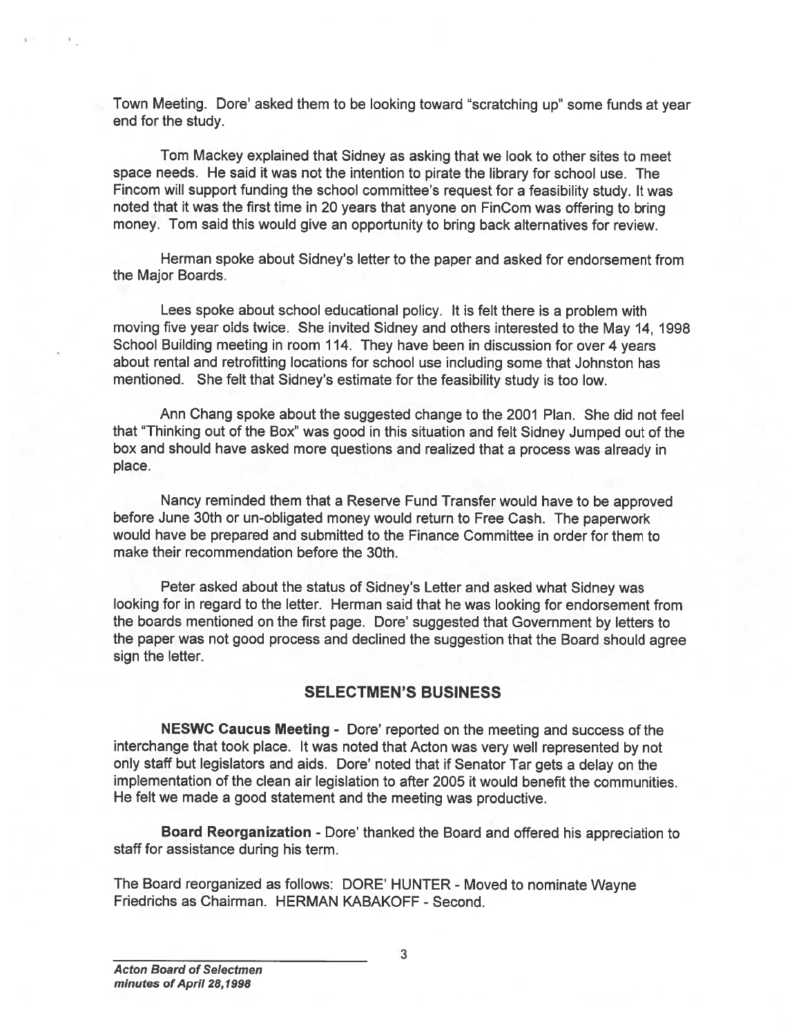Town Meeting. Dore' asked them to be looking toward "scratching up" some funds at year end for the study.

Tom Mackey explained that Sidney as asking that we look to other sites to meet space needs. He said it was not the intention to pirate the library for school use. The Fincom will support funding the school committee's request for a feasibility study. It was noted that it was the first time in 20 years that anyone on FinCom was offering to bring money. Tom said this would give an opportunity to bring back alternatives for review.

Herman spoke about Sidney's letter to the paper and asked for endorsement from the Major Boards.

Lees spoke about school educational policy. It is felt there is a problem with moving five year olds twice. She invited Sidney and others interested to the May 14, 1998 School Building meeting in room 114. They have been in discussion for over 4 years about rental and retrofitting locations for school use including some that Johnston has mentioned. She felt that Sidney's estimate for the feasibility study is too low.

Ann Chang spoke about the suggested change to the 2001 Plan. She did not feel that "Thinking out of the Box" was good in this situation and felt Sidney Jumped out of the box and should have asked more questions and realized that a process was already in place.

Nancy reminded them that a Reserve Fund Transfer would have to be approved before June 30th or un-obligated money would return to Free Cash. The paperwork would have be prepared and submitted to the Finance Committee in order for them to make their recommendation before the 30th.

Peter asked about the status of Sidney's Letter and asked what Sidney was looking for in regard to the letter. Herman said that he was looking for endorsement from the boards mentioned on the first page. Dore' suggested that Government by letters to the paper was not good process and declined the suggestion that the Board should agree sign the letter.

## SELECTMEN'S BUSINESS

**NESWC Caucus Meeting** - Dore' reported on the meeting and success of the interchange that took place. It was noted that Acton was very well represented by not only staff but legislators and aids. Dore' noted that if Senator Tar gets a delay on the implementation of the clean air legislation to after 2005 it would benefit the communities. He felt we made a good statement and the meeting was productive.

**Board Reorganization** - Dore' thanked the Board and offered his appreciation to staff for assistance during his term.

The Board reorganized as follows: DORE' HUNTER - Moved to nominate Wayne Friedrichs as Chairman. HERMAN KABAKOFF - Second.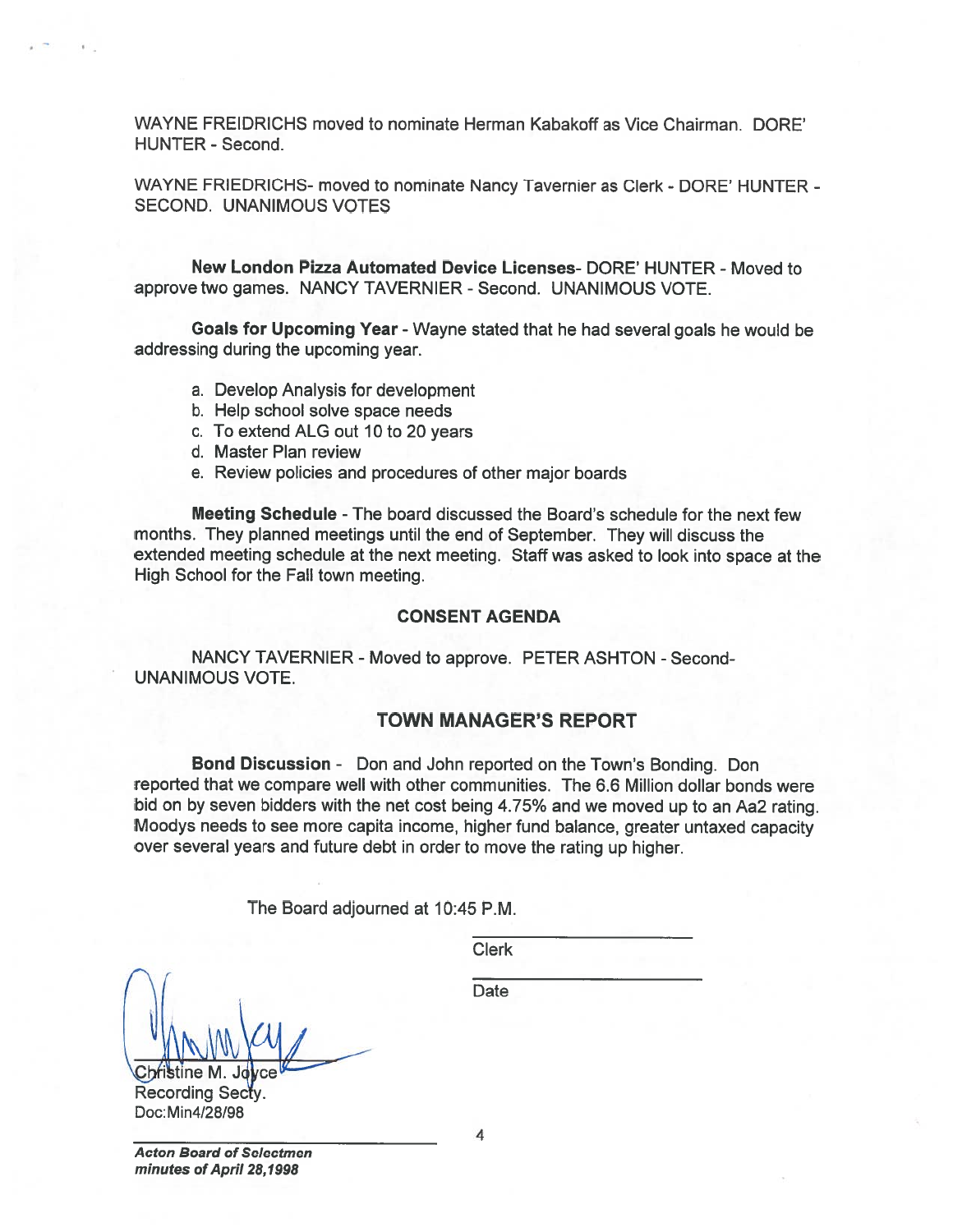WAYNE FREIDRICHS moved to nominate Herman Kabakoff as Vice Chairman. DORE' HUNTER - Second.

WAYNE FRIEDRICHS- moved to nominate Nancy Tavernier as Clerk - DORE' HUNTER - SECOND. UNANIMOUS VOTES

**New London Pizza Automated Device Licenses**- DORE' HUNTER - Moved to approve two games. NANCY TAVERNIER - Second. UNANIMOUS VOTE.

**Goals for Upcoming Year** - Wayne stated that he had several goals he would be addressing during the upcoming year.

a. Develop Analysis for development
b. Help school solve space needs
c. To extend ALG out 10 to 20 years
d. Master Plan review
e. Review policies and procedures of other major boards

**Meeting Schedule** - The board discussed the Board's schedule for the next few months. They planned meetings until the end of September. They will discuss the extended meeting schedule at the next meeting. Staff was asked to look into space at the High School for the Fall town meeting.

## CONSENT AGENDA

NANCY TAVERNIER - Moved to approve. PETER ASHTON - Second- UNANIMOUS VOTE.

## TOWN MANAGER'S REPORT

**Bond Discussion** - Don and John reported on the Town's Bonding. Don reported that we compare well with other communities. The 6.6 Million dollar bonds were bid on by seven bidders with the net cost being 4.75% and we moved up to an Aa2 rating. Moodys needs to see more capita income, higher fund balance, greater untaxed capacity over several years and future debt in order to move the rating up higher.

The Board adjourned at 10:45 P.M.

Clerk

Date

Christine M. Joyce
Recording Secty.
Doc:Min4/28/98

*Acton Board of Selectmen minutes of April 28,1998*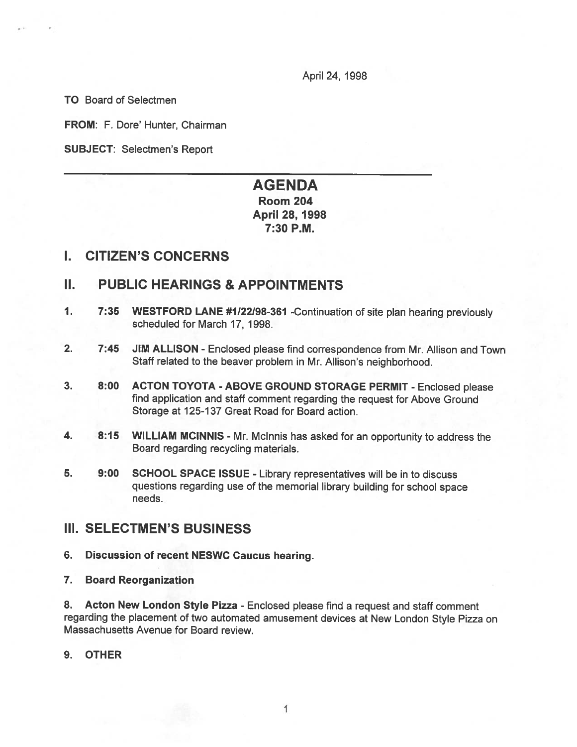April 24, 1998

**TO** Board of Selectmen

**FROM**: F. Dore' Hunter, Chairman

**SUBJECT**: Selectmen's Report

# AGENDA

**Room 204**
**April 28, 1998**
**7:30 P.M.**

## I. CITIZEN'S CONCERNS

## II. PUBLIC HEARINGS & APPOINTMENTS

1. **7:35 WESTFORD LANE #1/22/98-361** -Continuation of site plan hearing previously scheduled for March 17, 1998.

2. **7:45 JIM ALLISON** - Enclosed please find correspondence from Mr. Allison and Town Staff related to the beaver problem in Mr. Allison's neighborhood.

3. **8:00 ACTON TOYOTA - ABOVE GROUND STORAGE PERMIT** - Enclosed please find application and staff comment regarding the request for Above Ground Storage at 125-137 Great Road for Board action.

4. **8:15 WILLIAM MCINNIS** - Mr. McInnis has asked for an opportunity to address the Board regarding recycling materials.

5. **9:00 SCHOOL SPACE ISSUE** - Library representatives will be in to discuss questions regarding use of the memorial library building for school space needs.

## III. SELECTMEN'S BUSINESS

6. **Discussion of recent NESWC Caucus hearing.**

7. **Board Reorganization**

8. **Acton New London Style Pizza** - Enclosed please find a request and staff comment regarding the placement of two automated amusement devices at New London Style Pizza on Massachusetts Avenue for Board review.

9. **OTHER**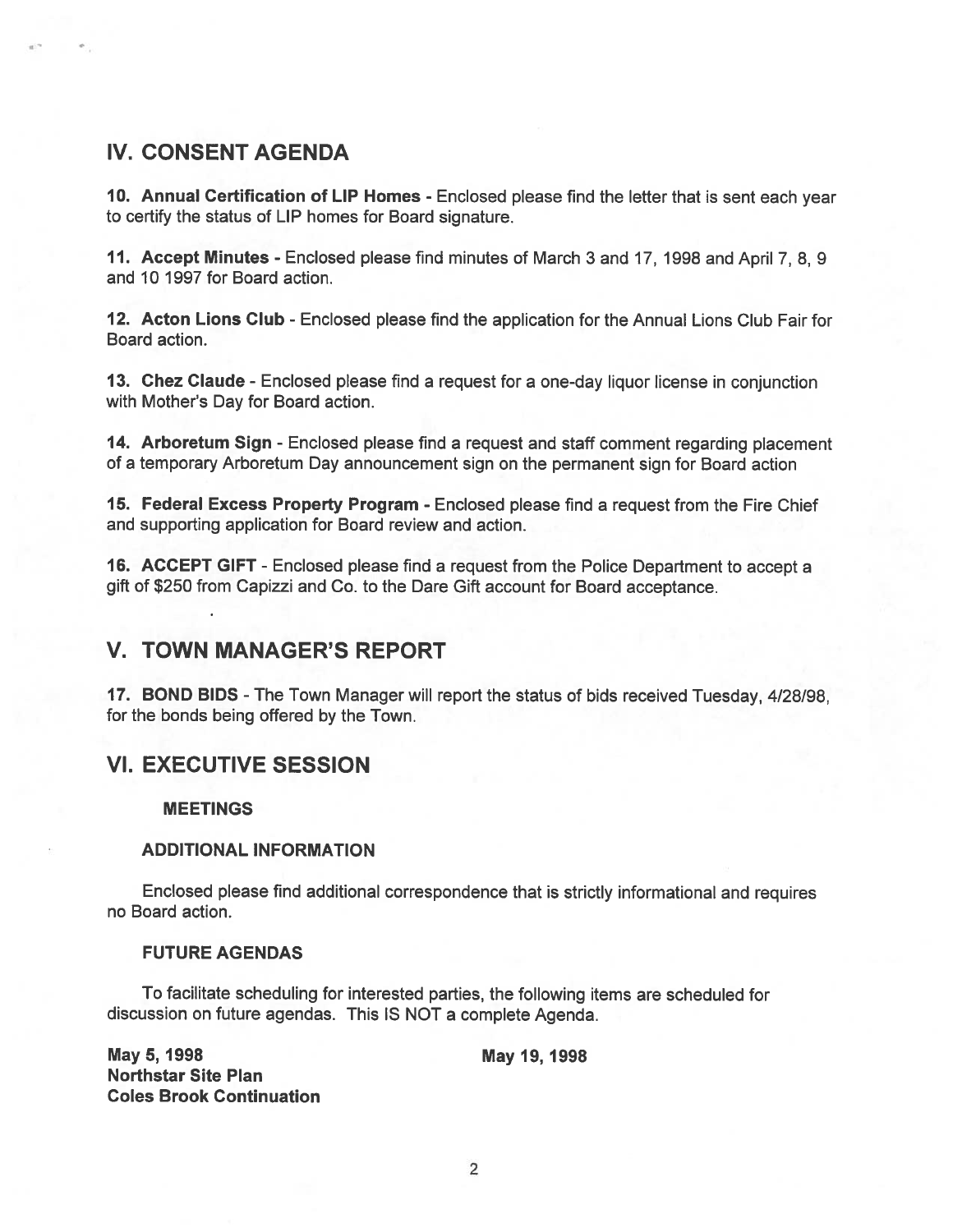## IV. CONSENT AGENDA

**10. Annual Certification of LIP Homes** - Enclosed please find the letter that is sent each year to certify the status of LIP homes for Board signature.

**11. Accept Minutes** - Enclosed please find minutes of March 3 and 17, 1998 and April 7, 8, 9 and 10 1997 for Board action.

**12. Acton Lions Club** - Enclosed please find the application for the Annual Lions Club Fair for Board action.

**13. Chez Claude** - Enclosed please find a request for a one-day liquor license in conjunction with Mother's Day for Board action.

**14. Arboretum Sign** - Enclosed please find a request and staff comment regarding placement of a temporary Arboretum Day announcement sign on the permanent sign for Board action

**15. Federal Excess Property Program** - Enclosed please find a request from the Fire Chief and supporting application for Board review and action.

**16. ACCEPT GIFT** - Enclosed please find a request from the Police Department to accept a gift of $250 from Capizzi and Co. to the Dare Gift account for Board acceptance.

## V. TOWN MANAGER'S REPORT

**17. BOND BIDS** - The Town Manager will report the status of bids received Tuesday, 4/28/98, for the bonds being offered by the Town.

## VI. EXECUTIVE SESSION

### MEETINGS

### ADDITIONAL INFORMATION

Enclosed please find additional correspondence that is strictly informational and requires no Board action.

### FUTURE AGENDAS

To facilitate scheduling for interested parties, the following items are scheduled for discussion on future agendas. This IS NOT a complete Agenda.

**May 5, 1998**
**Northstar Site Plan**
**Coles Brook Continuation**

**May 19, 1998**